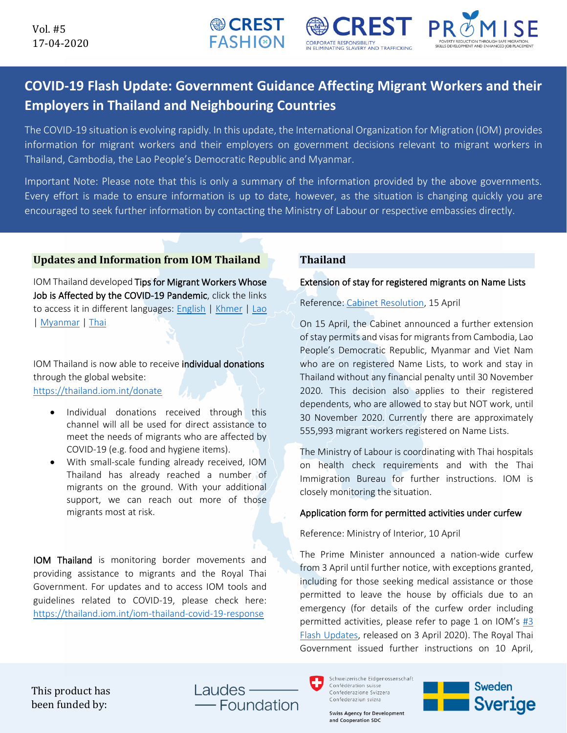Vol. #5
17-04-2020

# COVID-19 Flash Update: Government Guidance Affecting Migrant Workers and their Employers in Thailand and Neighbouring Countries

The COVID-19 situation is evolving rapidly. In this update, the International Organization for Migration (IOM) provides information for migrant workers and their employers on government decisions relevant to migrant workers in Thailand, Cambodia, the Lao People's Democratic Republic and Myanmar.

Important Note: Please note that this is only a summary of the information provided by the above governments. Every effort is made to ensure information is up to date, however, as the situation is changing quickly you are encouraged to seek further information by contacting the Ministry of Labour or respective embassies directly.

## Updates and Information from IOM Thailand

IOM Thailand developed **Tips for Migrant Workers Whose Job is Affected by the COVID-19 Pandemic**, click the links to access it in different languages: English | Khmer | Lao | Myanmar | Thai

IOM Thailand is now able to receive **individual donations** through the global website: https://thailand.iom.int/donate

- Individual donations received through this channel will all be used for direct assistance to meet the needs of migrants who are affected by COVID-19 (e.g. food and hygiene items).
- With small-scale funding already received, IOM Thailand has already reached a number of migrants on the ground. With your additional support, we can reach out more of those migrants most at risk.

**IOM Thailand** is monitoring border movements and providing assistance to migrants and the Royal Thai Government. For updates and to access IOM tools and guidelines related to COVID-19, please check here: https://thailand.iom.int/iom-thailand-covid-19-response

## Thailand

### Extension of stay for registered migrants on Name Lists

Reference: Cabinet Resolution, 15 April

On 15 April, the Cabinet announced a further extension of stay permits and visas for migrants from Cambodia, Lao People's Democratic Republic, Myanmar and Viet Nam who are on registered Name Lists, to work and stay in Thailand without any financial penalty until 30 November 2020. This decision also applies to their registered dependents, who are allowed to stay but NOT work, until 30 November 2020. Currently there are approximately 555,993 migrant workers registered on Name Lists.

The Ministry of Labour is coordinating with Thai hospitals on health check requirements and with the Thai Immigration Bureau for further instructions. IOM is closely monitoring the situation.

### Application form for permitted activities under curfew

Reference: Ministry of Interior, 10 April

The Prime Minister announced a nation-wide curfew from 3 April until further notice, with exceptions granted, including for those seeking medical assistance or those permitted to leave the house by officials due to an emergency (for details of the curfew order including permitted activities, please refer to page 1 on IOM's #3 Flash Updates, released on 3 April 2020). The Royal Thai Government issued further instructions on 10 April,

This product has been funded by: Laudes Foundation | Swiss Agency for Development and Cooperation SDC | Sweden Sverige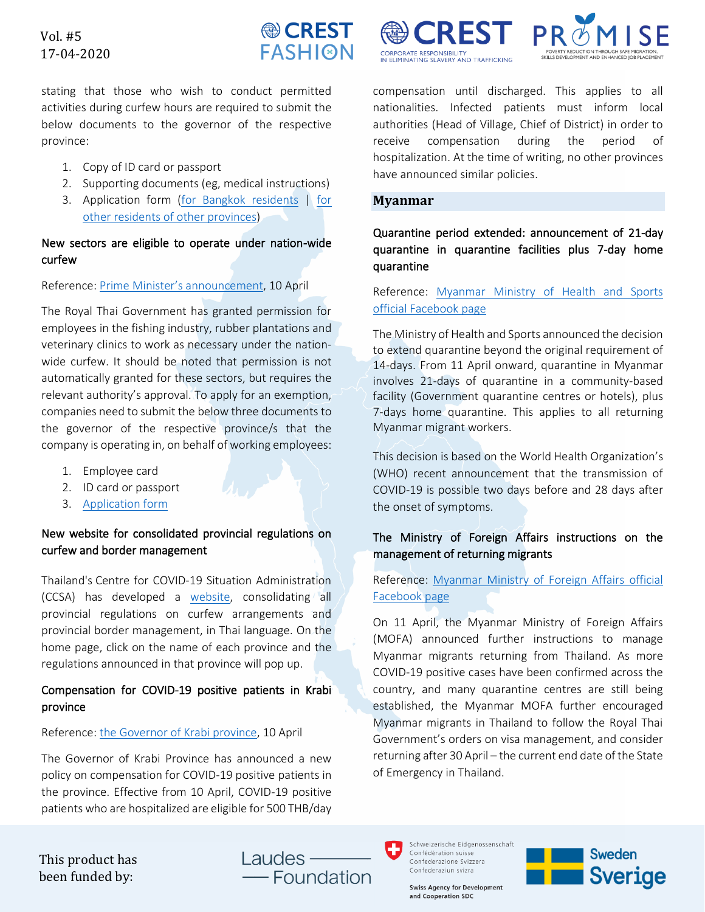stating that those who wish to conduct permitted activities during curfew hours are required to submit the below documents to the governor of the respective province:

1. Copy of ID card or passport
2. Supporting documents (eg, medical instructions)
3. Application form (for Bangkok residents | for other residents of other provinces)

### New sectors are eligible to operate under nation-wide curfew

Reference: Prime Minister's announcement, 10 April

The Royal Thai Government has granted permission for employees in the fishing industry, rubber plantations and veterinary clinics to work as necessary under the nation-wide curfew. It should be noted that permission is not automatically granted for these sectors, but requires the relevant authority's approval. To apply for an exemption, companies need to submit the below three documents to the governor of the respective province/s that the company is operating in, on behalf of working employees:

1. Employee card
2. ID card or passport
3. Application form

### New website for consolidated provincial regulations on curfew and border management

Thailand's Centre for COVID-19 Situation Administration (CCSA) has developed a website, consolidating all provincial regulations on curfew arrangements and provincial border management, in Thai language. On the home page, click on the name of each province and the regulations announced in that province will pop up.

### Compensation for COVID-19 positive patients in Krabi province

Reference: the Governor of Krabi province, 10 April

The Governor of Krabi Province has announced a new policy on compensation for COVID-19 positive patients in the province. Effective from 10 April, COVID-19 positive patients who are hospitalized are eligible for 500 THB/day compensation until discharged. This applies to all nationalities. Infected patients must inform local authorities (Head of Village, Chief of District) in order to receive compensation during the period of hospitalization. At the time of writing, no other provinces have announced similar policies.

## Myanmar

### Quarantine period extended: announcement of 21-day quarantine in quarantine facilities plus 7-day home quarantine

Reference: Myanmar Ministry of Health and Sports official Facebook page

The Ministry of Health and Sports announced the decision to extend quarantine beyond the original requirement of 14-days. From 11 April onward, quarantine in Myanmar involves 21-days of quarantine in a community-based facility (Government quarantine centres or hotels), plus 7-days home quarantine. This applies to all returning Myanmar migrant workers.

This decision is based on the World Health Organization's (WHO) recent announcement that the transmission of COVID-19 is possible two days before and 28 days after the onset of symptoms.

### The Ministry of Foreign Affairs instructions on the management of returning migrants

Reference: Myanmar Ministry of Foreign Affairs official Facebook page

On 11 April, the Myanmar Ministry of Foreign Affairs (MOFA) announced further instructions to manage Myanmar migrants returning from Thailand. As more COVID-19 positive cases have been confirmed across the country, and many quarantine centres are still being established, the Myanmar MOFA further encouraged Myanmar migrants in Thailand to follow the Royal Thai Government's orders on visa management, and consider returning after 30 April – the current end date of the State of Emergency in Thailand.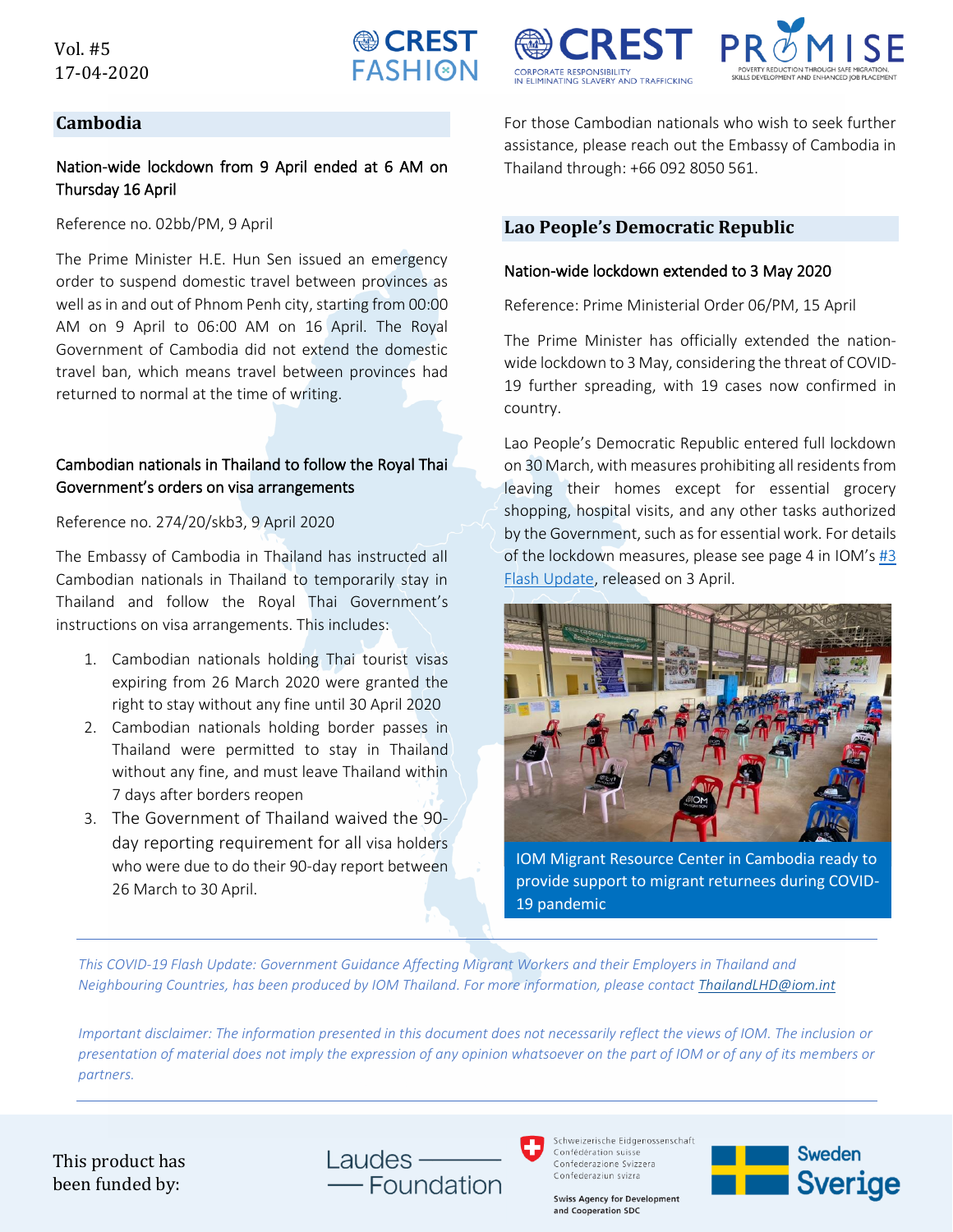## Cambodia

**Nation-wide lockdown from 9 April ended at 6 AM on Thursday 16 April**

Reference no. 02bb/PM, 9 April

The Prime Minister H.E. Hun Sen issued an emergency order to suspend domestic travel between provinces as well as in and out of Phnom Penh city, starting from 00:00 AM on 9 April to 06:00 AM on 16 April. The Royal Government of Cambodia did not extend the domestic travel ban, which means travel between provinces had returned to normal at the time of writing.

**Cambodian nationals in Thailand to follow the Royal Thai Government's orders on visa arrangements**

Reference no. 274/20/skb3, 9 April 2020

The Embassy of Cambodia in Thailand has instructed all Cambodian nationals in Thailand to temporarily stay in Thailand and follow the Royal Thai Government's instructions on visa arrangements. This includes:

1. Cambodian nationals holding Thai tourist visas expiring from 26 March 2020 were granted the right to stay without any fine until 30 April 2020
2. Cambodian nationals holding border passes in Thailand were permitted to stay in Thailand without any fine, and must leave Thailand within 7 days after borders reopen
3. The Government of Thailand waived the 90-day reporting requirement for all visa holders who were due to do their 90-day report between 26 March to 30 April.

For those Cambodian nationals who wish to seek further assistance, please reach out the Embassy of Cambodia in Thailand through: +66 092 8050 561.

## Lao People's Democratic Republic

**Nation-wide lockdown extended to 3 May 2020**

Reference: Prime Ministerial Order 06/PM, 15 April

The Prime Minister has officially extended the nation-wide lockdown to 3 May, considering the threat of COVID-19 further spreading, with 19 cases now confirmed in country.

Lao People's Democratic Republic entered full lockdown on 30 March, with measures prohibiting all residents from leaving their homes except for essential grocery shopping, hospital visits, and any other tasks authorized by the Government, such as for essential work. For details of the lockdown measures, please see page 4 in IOM's #3 Flash Update, released on 3 April.

IOM Migrant Resource Center in Cambodia ready to provide support to migrant returnees during COVID-19 pandemic

*This COVID-19 Flash Update: Government Guidance Affecting Migrant Workers and their Employers in Thailand and Neighbouring Countries, has been produced by IOM Thailand. For more information, please contact ThailandLHD@iom.int*

*Important disclaimer: The information presented in this document does not necessarily reflect the views of IOM. The inclusion or presentation of material does not imply the expression of any opinion whatsoever on the part of IOM or of any of its members or partners.*

This product has been funded by: Laudes Foundation; Schweizerische Eidgenossenschaft, Confédération suisse, Confederazione Svizzera, Confederaziun svizra, Swiss Agency for Development and Cooperation SDC; Sweden Sverige